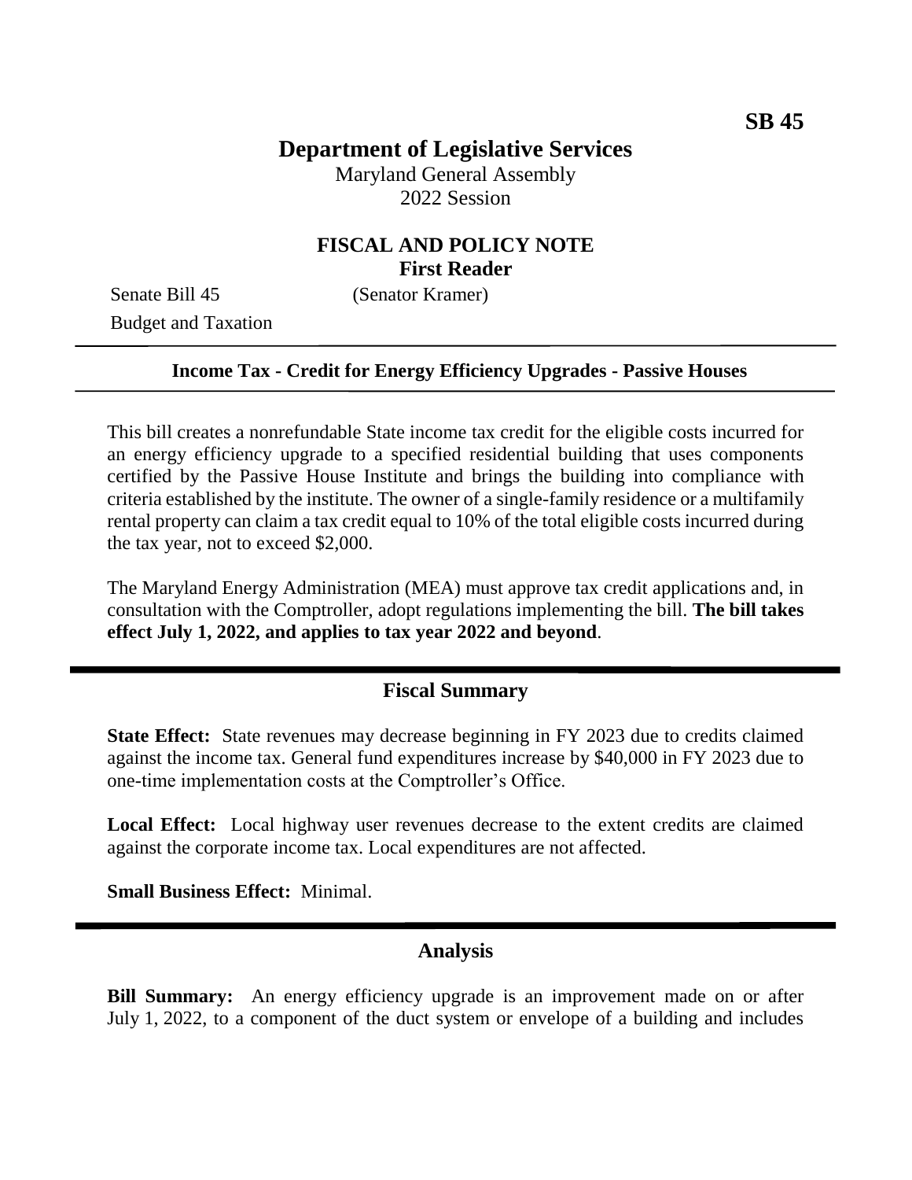SB 45

# Department of Legislative Services

Maryland General Assembly
2022 Session

## FISCAL AND POLICY NOTE
**First Reader**

Senate Bill 45 (Senator Kramer)
Budget and Taxation

---

**Income Tax - Credit for Energy Efficiency Upgrades - Passive Houses**

---

This bill creates a nonrefundable State income tax credit for the eligible costs incurred for an energy efficiency upgrade to a specified residential building that uses components certified by the Passive House Institute and brings the building into compliance with criteria established by the institute. The owner of a single-family residence or a multifamily rental property can claim a tax credit equal to 10% of the total eligible costs incurred during the tax year, not to exceed $2,000.

The Maryland Energy Administration (MEA) must approve tax credit applications and, in consultation with the Comptroller, adopt regulations implementing the bill. **The bill takes effect July 1, 2022, and applies to tax year 2022 and beyond**.

## Fiscal Summary

**State Effect:** State revenues may decrease beginning in FY 2023 due to credits claimed against the income tax. General fund expenditures increase by $40,000 in FY 2023 due to one-time implementation costs at the Comptroller's Office.

**Local Effect:** Local highway user revenues decrease to the extent credits are claimed against the corporate income tax. Local expenditures are not affected.

**Small Business Effect:** Minimal.

## Analysis

**Bill Summary:** An energy efficiency upgrade is an improvement made on or after July 1, 2022, to a component of the duct system or envelope of a building and includes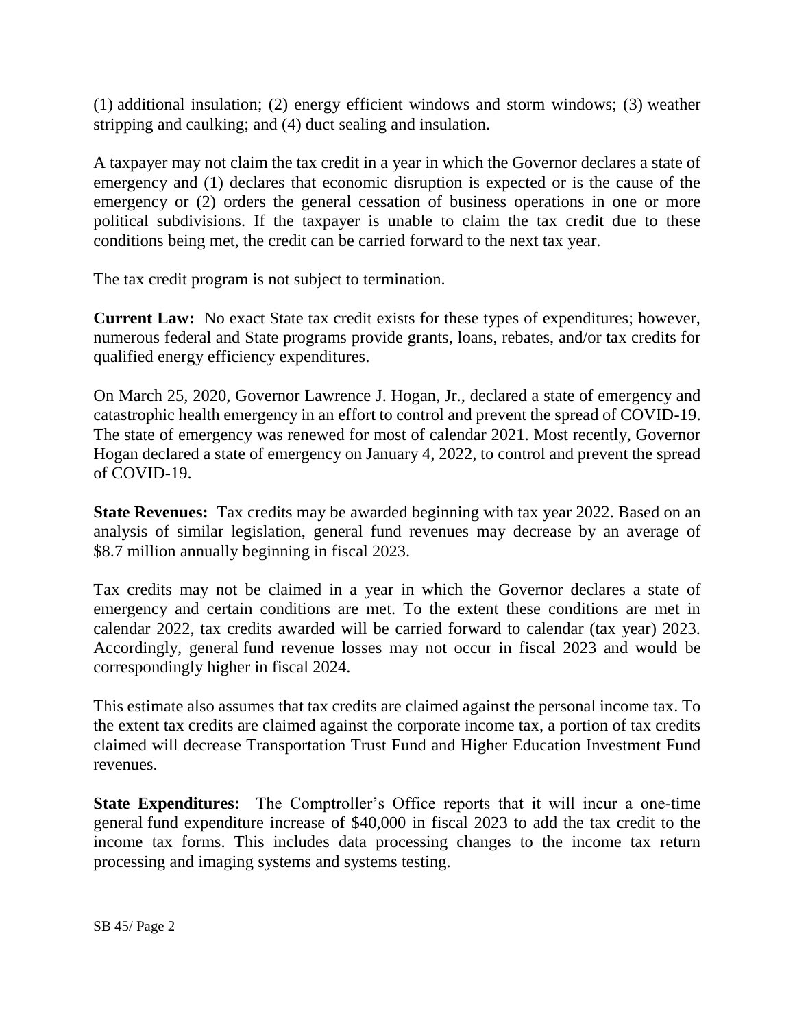(1) additional insulation; (2) energy efficient windows and storm windows; (3) weather stripping and caulking; and (4) duct sealing and insulation.

A taxpayer may not claim the tax credit in a year in which the Governor declares a state of emergency and (1) declares that economic disruption is expected or is the cause of the emergency or (2) orders the general cessation of business operations in one or more political subdivisions. If the taxpayer is unable to claim the tax credit due to these conditions being met, the credit can be carried forward to the next tax year.

The tax credit program is not subject to termination.

**Current Law:** No exact State tax credit exists for these types of expenditures; however, numerous federal and State programs provide grants, loans, rebates, and/or tax credits for qualified energy efficiency expenditures.

On March 25, 2020, Governor Lawrence J. Hogan, Jr., declared a state of emergency and catastrophic health emergency in an effort to control and prevent the spread of COVID-19. The state of emergency was renewed for most of calendar 2021. Most recently, Governor Hogan declared a state of emergency on January 4, 2022, to control and prevent the spread of COVID-19.

**State Revenues:** Tax credits may be awarded beginning with tax year 2022. Based on an analysis of similar legislation, general fund revenues may decrease by an average of $8.7 million annually beginning in fiscal 2023.

Tax credits may not be claimed in a year in which the Governor declares a state of emergency and certain conditions are met. To the extent these conditions are met in calendar 2022, tax credits awarded will be carried forward to calendar (tax year) 2023. Accordingly, general fund revenue losses may not occur in fiscal 2023 and would be correspondingly higher in fiscal 2024.

This estimate also assumes that tax credits are claimed against the personal income tax. To the extent tax credits are claimed against the corporate income tax, a portion of tax credits claimed will decrease Transportation Trust Fund and Higher Education Investment Fund revenues.

**State Expenditures:** The Comptroller's Office reports that it will incur a one-time general fund expenditure increase of $40,000 in fiscal 2023 to add the tax credit to the income tax forms. This includes data processing changes to the income tax return processing and imaging systems and systems testing.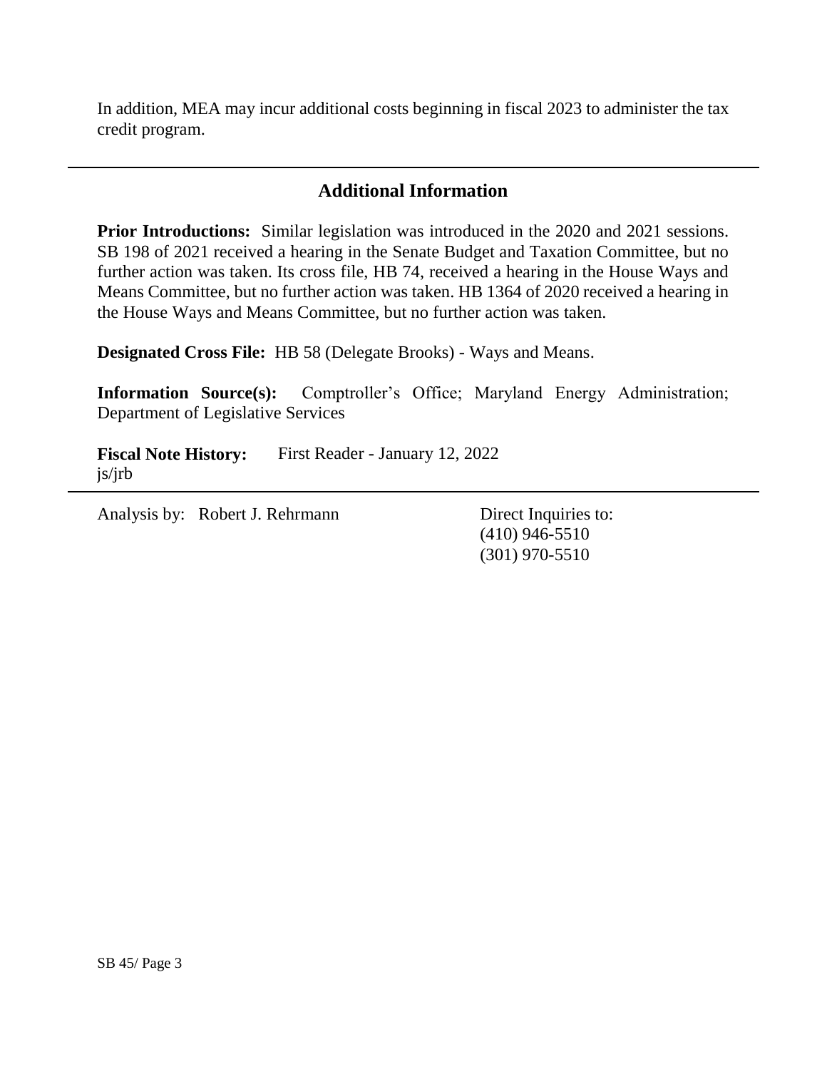In addition, MEA may incur additional costs beginning in fiscal 2023 to administer the tax credit program.

---

## Additional Information

**Prior Introductions:** Similar legislation was introduced in the 2020 and 2021 sessions. SB 198 of 2021 received a hearing in the Senate Budget and Taxation Committee, but no further action was taken. Its cross file, HB 74, received a hearing in the House Ways and Means Committee, but no further action was taken. HB 1364 of 2020 received a hearing in the House Ways and Means Committee, but no further action was taken.

**Designated Cross File:** HB 58 (Delegate Brooks) - Ways and Means.

**Information Source(s):** Comptroller's Office; Maryland Energy Administration; Department of Legislative Services

**Fiscal Note History:** First Reader - January 12, 2022
js/jrb

---

Analysis by: Robert J. Rehrmann

Direct Inquiries to:
(410) 946-5510
(301) 970-5510